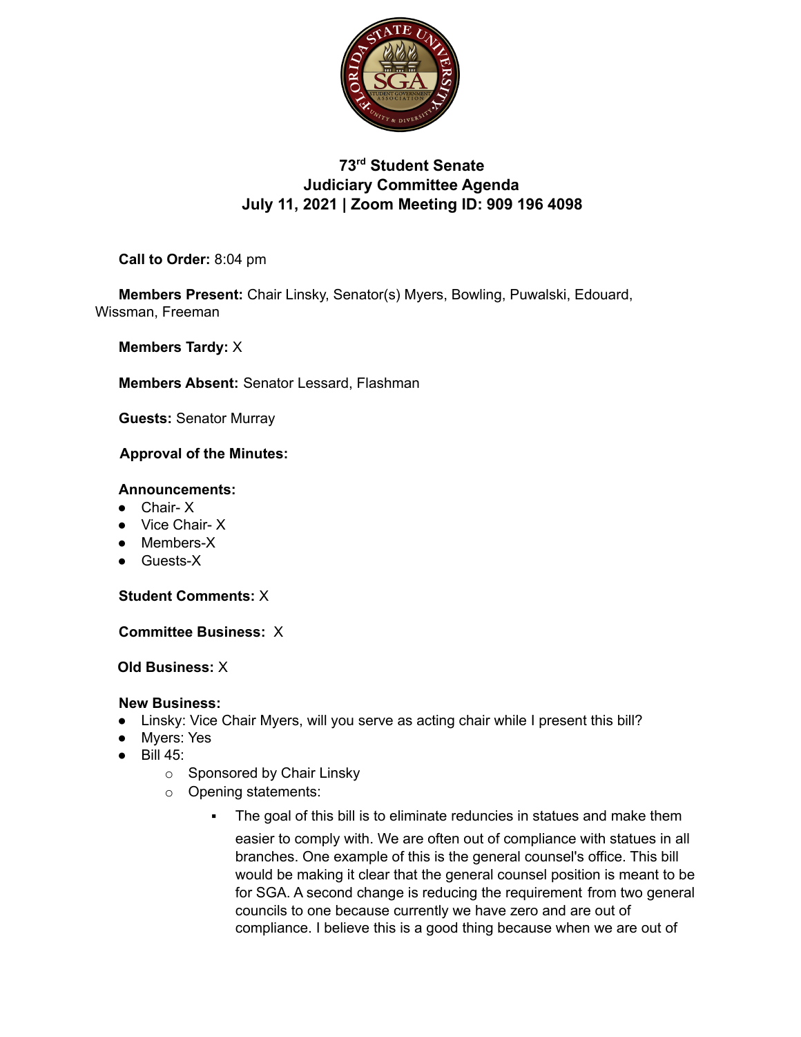# 73rd Student Senate
## Judiciary Committee Agenda
## July 11, 2021 | Zoom Meeting ID: 909 196 4098

**Call to Order:** 8:04 pm

**Members Present:** Chair Linsky, Senator(s) Myers, Bowling, Puwalski, Edouard, Wissman, Freeman

**Members Tardy:** X

**Members Absent:** Senator Lessard, Flashman

**Guests:** Senator Murray

**Approval of the Minutes:**

**Announcements:**

- Chair- X
- Vice Chair- X
- Members-X
- Guests-X

**Student Comments:** X

**Committee Business:** X

**Old Business:** X

**New Business:**

- Linsky: Vice Chair Myers, will you serve as acting chair while I present this bill?
- Myers: Yes
- Bill 45:
  - Sponsored by Chair Linsky
  - Opening statements:
    - The goal of this bill is to eliminate reduncies in statues and make them easier to comply with. We are often out of compliance with statues in all branches. One example of this is the general counsel's office. This bill would be making it clear that the general counsel position is meant to be for SGA. A second change is reducing the requirement from two general councils to one because currently we have zero and are out of compliance. I believe this is a good thing because when we are out of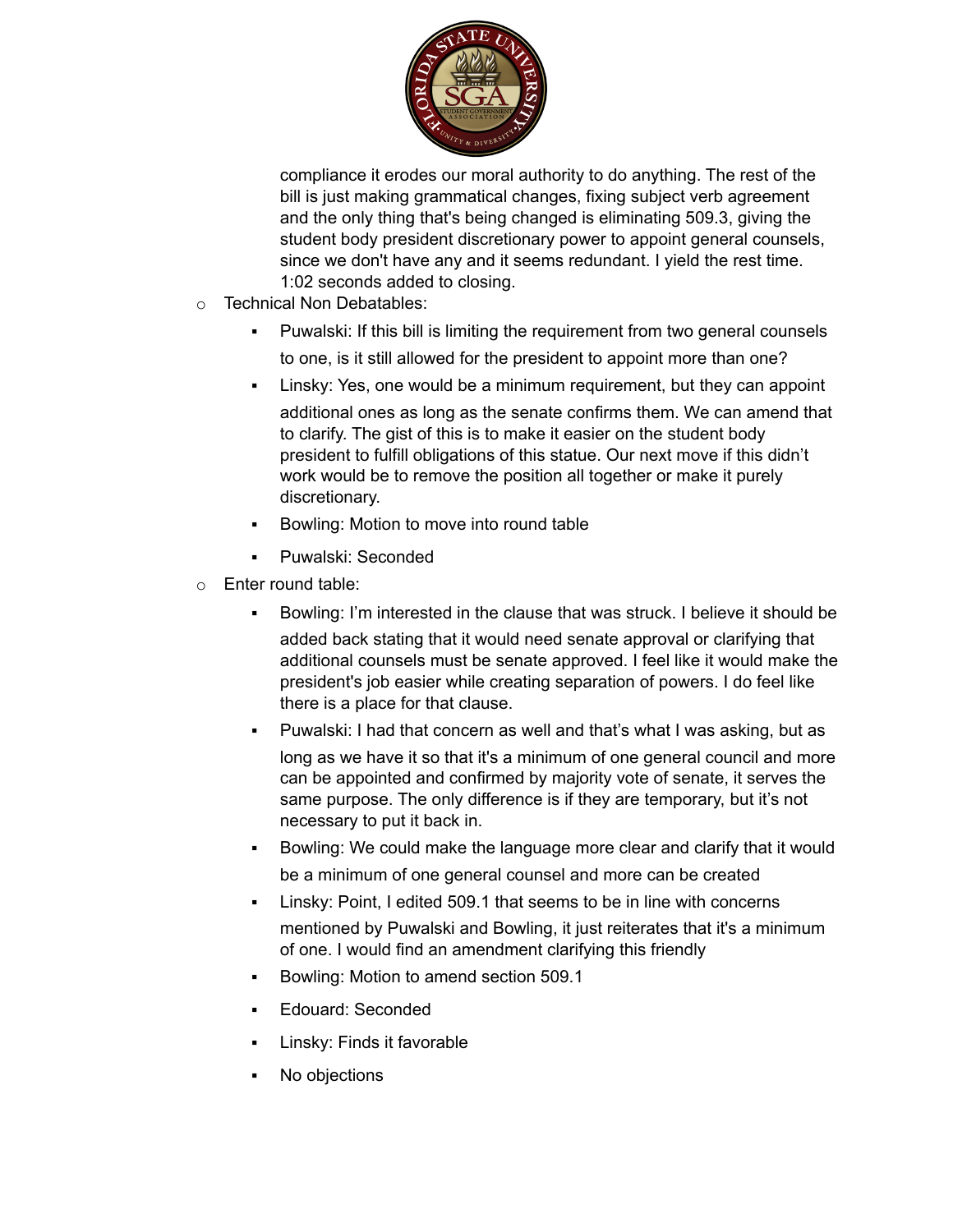compliance it erodes our moral authority to do anything. The rest of the bill is just making grammatical changes, fixing subject verb agreement and the only thing that's being changed is eliminating 509.3, giving the student body president discretionary power to appoint general counsels, since we don't have any and it seems redundant. I yield the rest time. 1:02 seconds added to closing.

- Technical Non Debatables:
  - Puwalski: If this bill is limiting the requirement from two general counsels to one, is it still allowed for the president to appoint more than one?
  - Linsky: Yes, one would be a minimum requirement, but they can appoint additional ones as long as the senate confirms them. We can amend that to clarify. The gist of this is to make it easier on the student body president to fulfill obligations of this statue. Our next move if this didn't work would be to remove the position all together or make it purely discretionary.
  - Bowling: Motion to move into round table
  - Puwalski: Seconded
- Enter round table:
  - Bowling: I'm interested in the clause that was struck. I believe it should be added back stating that it would need senate approval or clarifying that additional counsels must be senate approved. I feel like it would make the president's job easier while creating separation of powers. I do feel like there is a place for that clause.
  - Puwalski: I had that concern as well and that's what I was asking, but as long as we have it so that it's a minimum of one general council and more can be appointed and confirmed by majority vote of senate, it serves the same purpose. The only difference is if they are temporary, but it's not necessary to put it back in.
  - Bowling: We could make the language more clear and clarify that it would be a minimum of one general counsel and more can be created
  - Linsky: Point, I edited 509.1 that seems to be in line with concerns mentioned by Puwalski and Bowling, it just reiterates that it's a minimum of one. I would find an amendment clarifying this friendly
  - Bowling: Motion to amend section 509.1
  - Edouard: Seconded
  - Linsky: Finds it favorable
  - No objections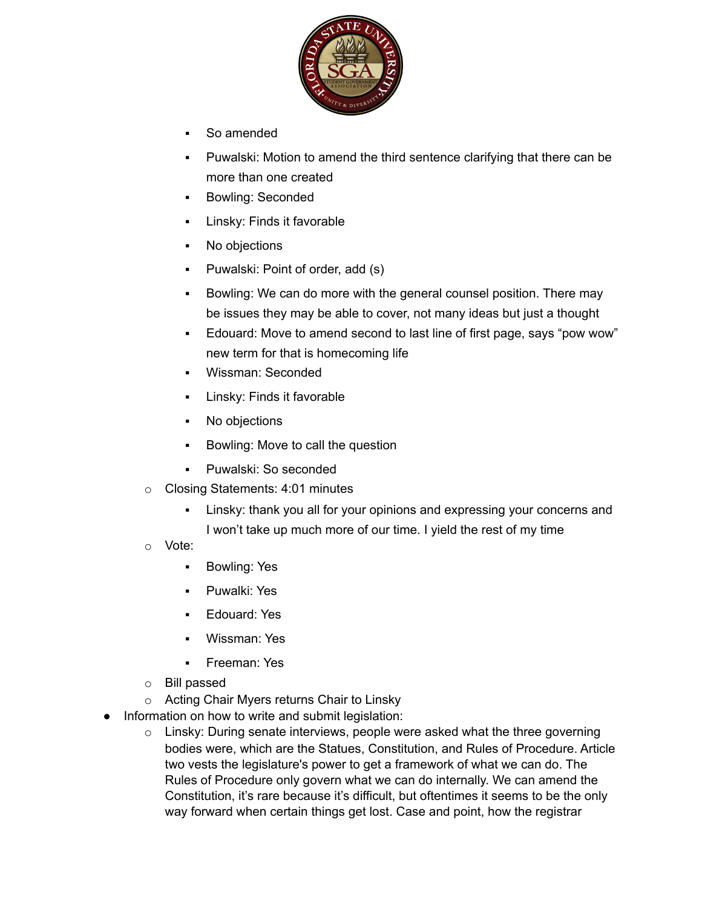- So amended
- Puwalski: Motion to amend the third sentence clarifying that there can be more than one created
- Bowling: Seconded
- Linsky: Finds it favorable
- No objections
- Puwalski: Point of order, add (s)
- Bowling: We can do more with the general counsel position. There may be issues they may be able to cover, not many ideas but just a thought
- Edouard: Move to amend second to last line of first page, says "pow wow" new term for that is homecoming life
- Wissman: Seconded
- Linsky: Finds it favorable
- No objections
- Bowling: Move to call the question
- Puwalski: So seconded

- Closing Statements: 4:01 minutes
  - Linsky: thank you all for your opinions and expressing your concerns and I won't take up much more of our time. I yield the rest of my time
- Vote:
  - Bowling: Yes
  - Puwalki: Yes
  - Edouard: Yes
  - Wissman: Yes
  - Freeman: Yes
- Bill passed
- Acting Chair Myers returns Chair to Linsky

- Information on how to write and submit legislation:
  - Linsky: During senate interviews, people were asked what the three governing bodies were, which are the Statues, Constitution, and Rules of Procedure. Article two vests the legislature's power to get a framework of what we can do. The Rules of Procedure only govern what we can do internally. We can amend the Constitution, it's rare because it's difficult, but oftentimes it seems to be the only way forward when certain things get lost. Case and point, how the registrar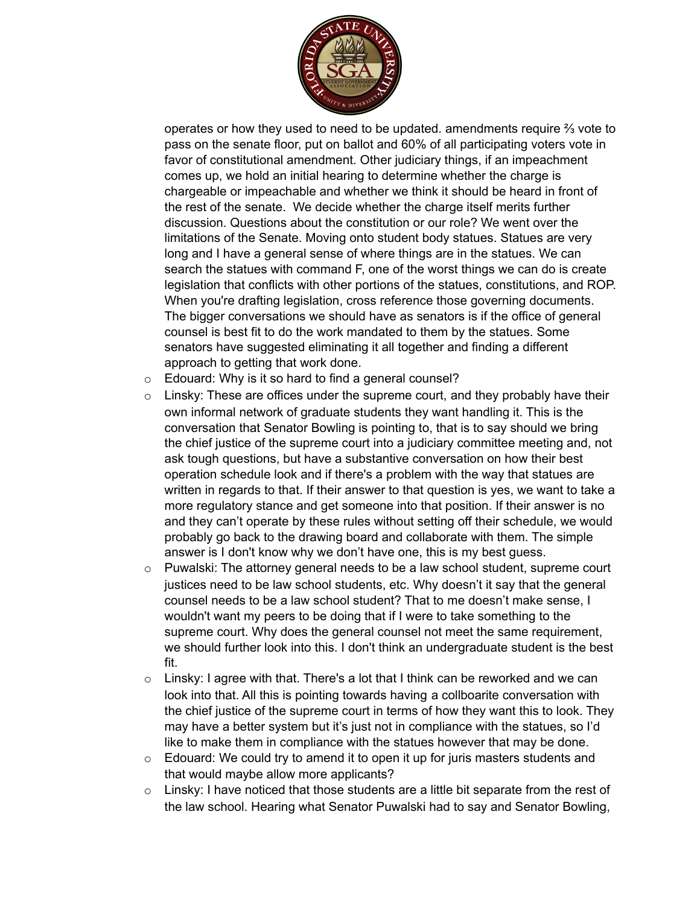operates or how they used to need to be updated. amendments require ⅔ vote to pass on the senate floor, put on ballot and 60% of all participating voters vote in favor of constitutional amendment. Other judiciary things, if an impeachment comes up, we hold an initial hearing to determine whether the charge is chargeable or impeachable and whether we think it should be heard in front of the rest of the senate.  We decide whether the charge itself merits further discussion. Questions about the constitution or our role? We went over the limitations of the Senate. Moving onto student body statues. Statues are very long and I have a general sense of where things are in the statues. We can search the statues with command F, one of the worst things we can do is create legislation that conflicts with other portions of the statues, constitutions, and ROP. When you're drafting legislation, cross reference those governing documents. The bigger conversations we should have as senators is if the office of general counsel is best fit to do the work mandated to them by the statues. Some senators have suggested eliminating it all together and finding a different approach to getting that work done.

- Edouard: Why is it so hard to find a general counsel?
- Linsky: These are offices under the supreme court, and they probably have their own informal network of graduate students they want handling it. This is the conversation that Senator Bowling is pointing to, that is to say should we bring the chief justice of the supreme court into a judiciary committee meeting and, not ask tough questions, but have a substantive conversation on how their best operation schedule look and if there's a problem with the way that statues are written in regards to that. If their answer to that question is yes, we want to take a more regulatory stance and get someone into that position. If their answer is no and they can't operate by these rules without setting off their schedule, we would probably go back to the drawing board and collaborate with them. The simple answer is I don't know why we don't have one, this is my best guess.
- Puwalski: The attorney general needs to be a law school student, supreme court justices need to be law school students, etc. Why doesn't it say that the general counsel needs to be a law school student? That to me doesn't make sense, I wouldn't want my peers to be doing that if I were to take something to the supreme court. Why does the general counsel not meet the same requirement, we should further look into this. I don't think an undergraduate student is the best fit.
- Linsky: I agree with that. There's a lot that I think can be reworked and we can look into that. All this is pointing towards having a collboarite conversation with the chief justice of the supreme court in terms of how they want this to look. They may have a better system but it's just not in compliance with the statues, so I'd like to make them in compliance with the statues however that may be done.
- Edouard: We could try to amend it to open it up for juris masters students and that would maybe allow more applicants?
- Linsky: I have noticed that those students are a little bit separate from the rest of the law school. Hearing what Senator Puwalski had to say and Senator Bowling,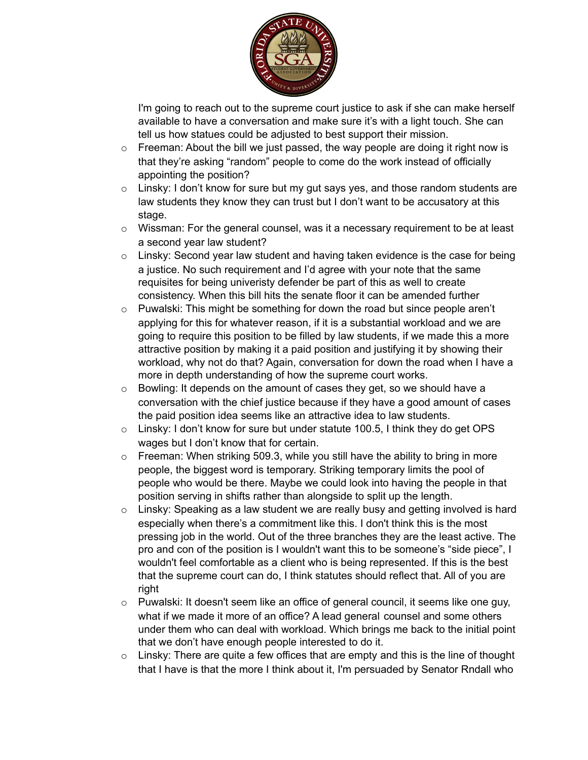I'm going to reach out to the supreme court justice to ask if she can make herself available to have a conversation and make sure it's with a light touch. She can tell us how statues could be adjusted to best support their mission.

- Freeman: About the bill we just passed, the way people are doing it right now is that they're asking "random" people to come do the work instead of officially appointing the position?
- Linsky: I don't know for sure but my gut says yes, and those random students are law students they know they can trust but I don't want to be accusatory at this stage.
- Wissman: For the general counsel, was it a necessary requirement to be at least a second year law student?
- Linsky: Second year law student and having taken evidence is the case for being a justice. No such requirement and I'd agree with your note that the same requisites for being univeristy defender be part of this as well to create consistency. When this bill hits the senate floor it can be amended further
- Puwalski: This might be something for down the road but since people aren't applying for this for whatever reason, if it is a substantial workload and we are going to require this position to be filled by law students, if we made this a more attractive position by making it a paid position and justifying it by showing their workload, why not do that? Again, conversation for down the road when I have a more in depth understanding of how the supreme court works.
- Bowling: It depends on the amount of cases they get, so we should have a conversation with the chief justice because if they have a good amount of cases the paid position idea seems like an attractive idea to law students.
- Linsky: I don't know for sure but under statute 100.5, I think they do get OPS wages but I don't know that for certain.
- Freeman: When striking 509.3, while you still have the ability to bring in more people, the biggest word is temporary. Striking temporary limits the pool of people who would be there. Maybe we could look into having the people in that position serving in shifts rather than alongside to split up the length.
- Linsky: Speaking as a law student we are really busy and getting involved is hard especially when there's a commitment like this. I don't think this is the most pressing job in the world. Out of the three branches they are the least active. The pro and con of the position is I wouldn't want this to be someone's "side piece", I wouldn't feel comfortable as a client who is being represented. If this is the best that the supreme court can do, I think statutes should reflect that. All of you are right
- Puwalski: It doesn't seem like an office of general council, it seems like one guy, what if we made it more of an office? A lead general counsel and some others under them who can deal with workload. Which brings me back to the initial point that we don't have enough people interested to do it.
- Linsky: There are quite a few offices that are empty and this is the line of thought that I have is that the more I think about it, I'm persuaded by Senator Rndall who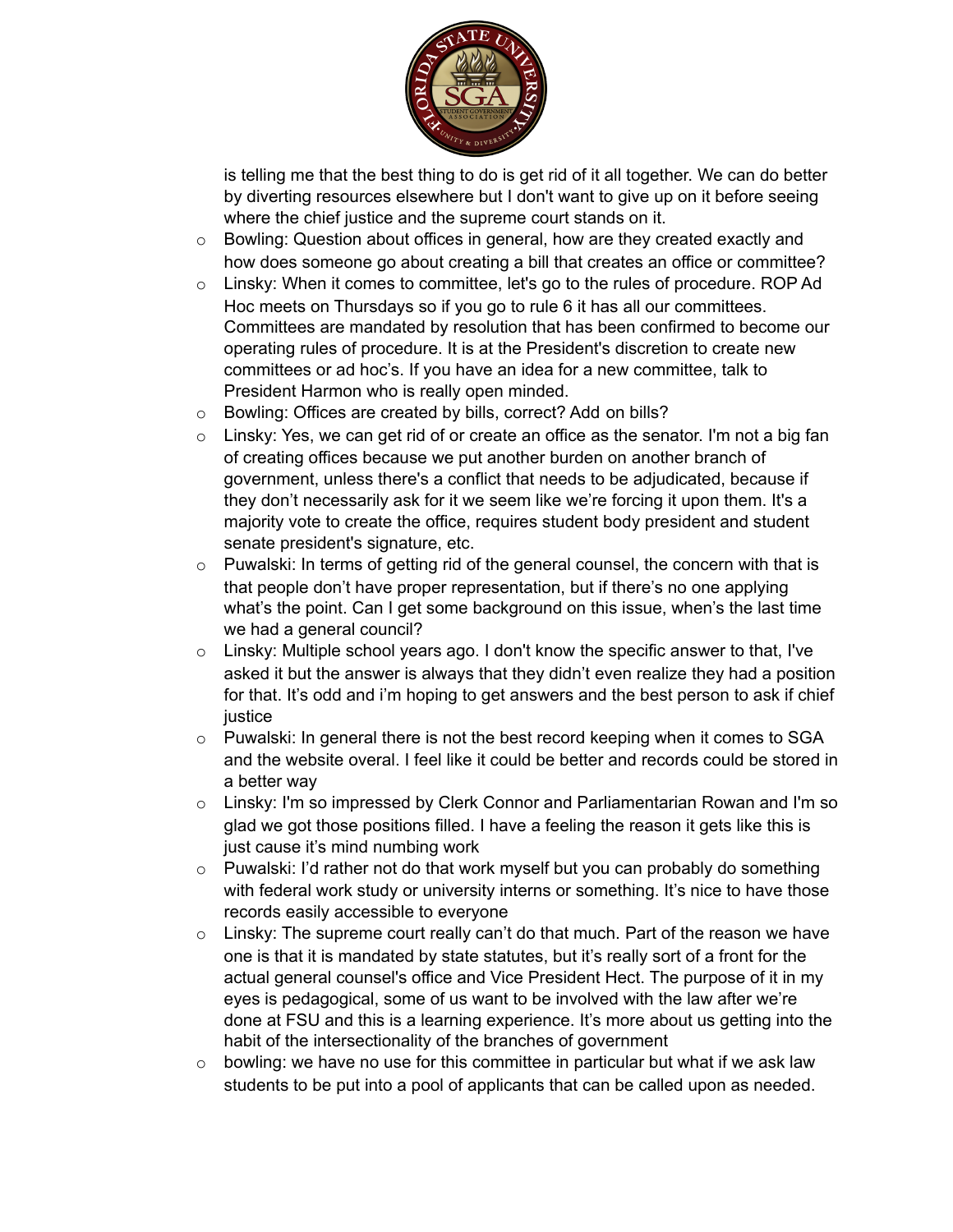is telling me that the best thing to do is get rid of it all together. We can do better by diverting resources elsewhere but I don't want to give up on it before seeing where the chief justice and the supreme court stands on it.

- Bowling: Question about offices in general, how are they created exactly and how does someone go about creating a bill that creates an office or committee?
- Linsky: When it comes to committee, let's go to the rules of procedure. ROP Ad Hoc meets on Thursdays so if you go to rule 6 it has all our committees. Committees are mandated by resolution that has been confirmed to become our operating rules of procedure. It is at the President's discretion to create new committees or ad hoc's. If you have an idea for a new committee, talk to President Harmon who is really open minded.
- Bowling: Offices are created by bills, correct? Add on bills?
- Linsky: Yes, we can get rid of or create an office as the senator. I'm not a big fan of creating offices because we put another burden on another branch of government, unless there's a conflict that needs to be adjudicated, because if they don't necessarily ask for it we seem like we're forcing it upon them. It's a majority vote to create the office, requires student body president and student senate president's signature, etc.
- Puwalski: In terms of getting rid of the general counsel, the concern with that is that people don't have proper representation, but if there's no one applying what's the point. Can I get some background on this issue, when's the last time we had a general council?
- Linsky: Multiple school years ago. I don't know the specific answer to that, I've asked it but the answer is always that they didn't even realize they had a position for that. It's odd and i'm hoping to get answers and the best person to ask if chief justice
- Puwalski: In general there is not the best record keeping when it comes to SGA and the website overal. I feel like it could be better and records could be stored in a better way
- Linsky: I'm so impressed by Clerk Connor and Parliamentarian Rowan and I'm so glad we got those positions filled. I have a feeling the reason it gets like this is just cause it's mind numbing work
- Puwalski: I'd rather not do that work myself but you can probably do something with federal work study or university interns or something. It's nice to have those records easily accessible to everyone
- Linsky: The supreme court really can't do that much. Part of the reason we have one is that it is mandated by state statutes, but it's really sort of a front for the actual general counsel's office and Vice President Hect. The purpose of it in my eyes is pedagogical, some of us want to be involved with the law after we're done at FSU and this is a learning experience. It's more about us getting into the habit of the intersectionality of the branches of government
- bowling: we have no use for this committee in particular but what if we ask law students to be put into a pool of applicants that can be called upon as needed.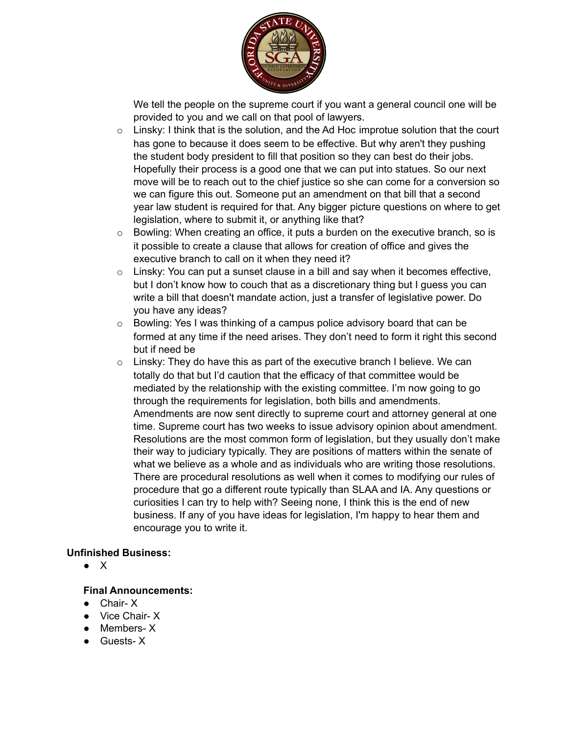We tell the people on the supreme court if you want a general council one will be provided to you and we call on that pool of lawyers.

- Linsky: I think that is the solution, and the Ad Hoc improtue solution that the court has gone to because it does seem to be effective. But why aren't they pushing the student body president to fill that position so they can best do their jobs. Hopefully their process is a good one that we can put into statues. So our next move will be to reach out to the chief justice so she can come for a conversion so we can figure this out. Someone put an amendment on that bill that a second year law student is required for that. Any bigger picture questions on where to get legislation, where to submit it, or anything like that?
- Bowling: When creating an office, it puts a burden on the executive branch, so is it possible to create a clause that allows for creation of office and gives the executive branch to call on it when they need it?
- Linsky: You can put a sunset clause in a bill and say when it becomes effective, but I don't know how to couch that as a discretionary thing but I guess you can write a bill that doesn't mandate action, just a transfer of legislative power. Do you have any ideas?
- Bowling: Yes I was thinking of a campus police advisory board that can be formed at any time if the need arises. They don't need to form it right this second but if need be
- Linsky: They do have this as part of the executive branch I believe. We can totally do that but I'd caution that the efficacy of that committee would be mediated by the relationship with the existing committee. I'm now going to go through the requirements for legislation, both bills and amendments. Amendments are now sent directly to supreme court and attorney general at one time. Supreme court has two weeks to issue advisory opinion about amendment. Resolutions are the most common form of legislation, but they usually don't make their way to judiciary typically. They are positions of matters within the senate of what we believe as a whole and as individuals who are writing those resolutions. There are procedural resolutions as well when it comes to modifying our rules of procedure that go a different route typically than SLAA and IA. Any questions or curiosities I can try to help with? Seeing none, I think this is the end of new business. If any of you have ideas for legislation, I'm happy to hear them and encourage you to write it.

**Unfinished Business:**

- X

**Final Announcements:**

- Chair- X
- Vice Chair- X
- Members- X
- Guests- X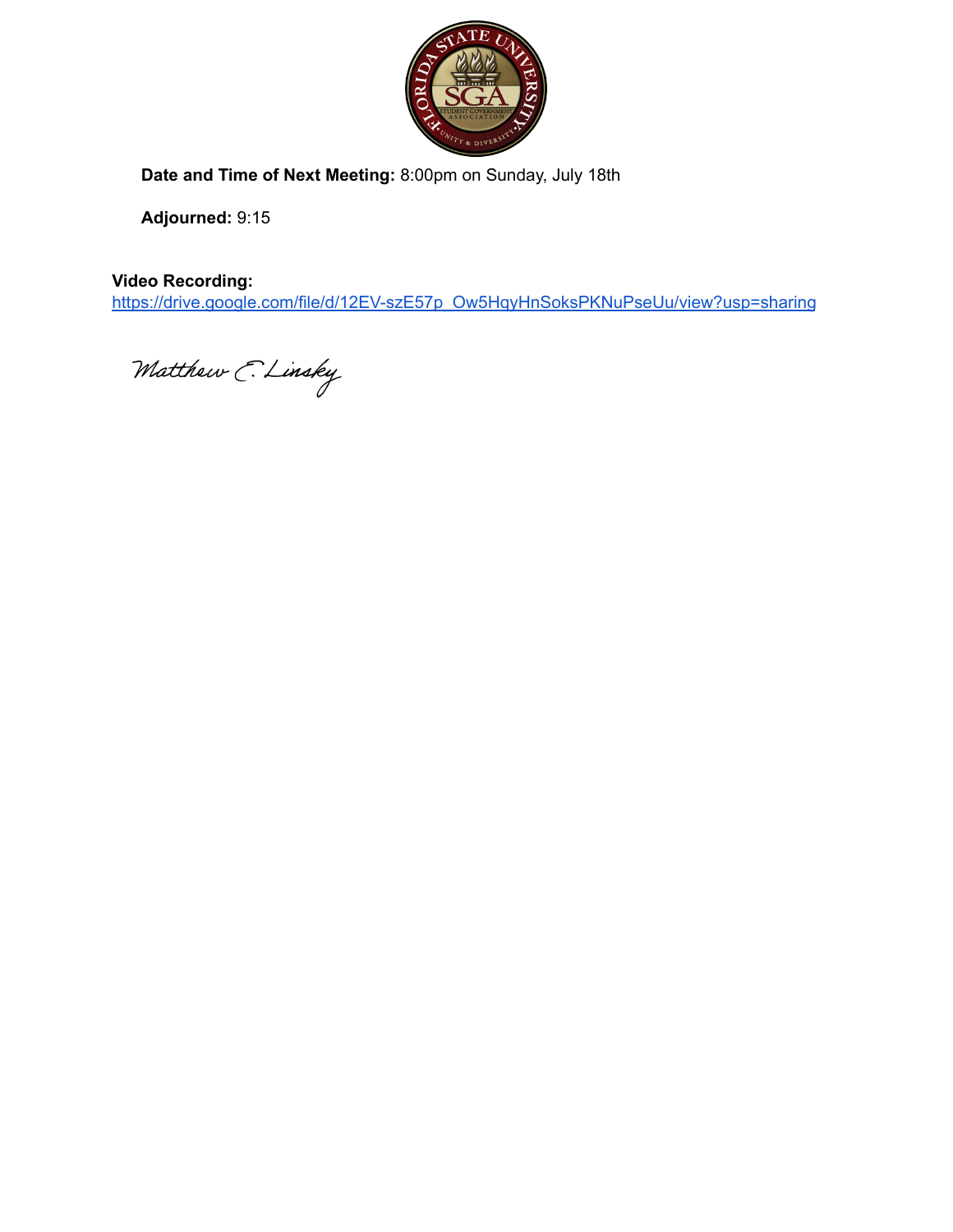**Date and Time of Next Meeting:** 8:00pm on Sunday, July 18th

**Adjourned:** 9:15

**Video Recording:**
https://drive.google.com/file/d/12EV-szE57p_Ow5HqyHnSoksPKNuPseUu/view?usp=sharing

Matthew E. Linsky